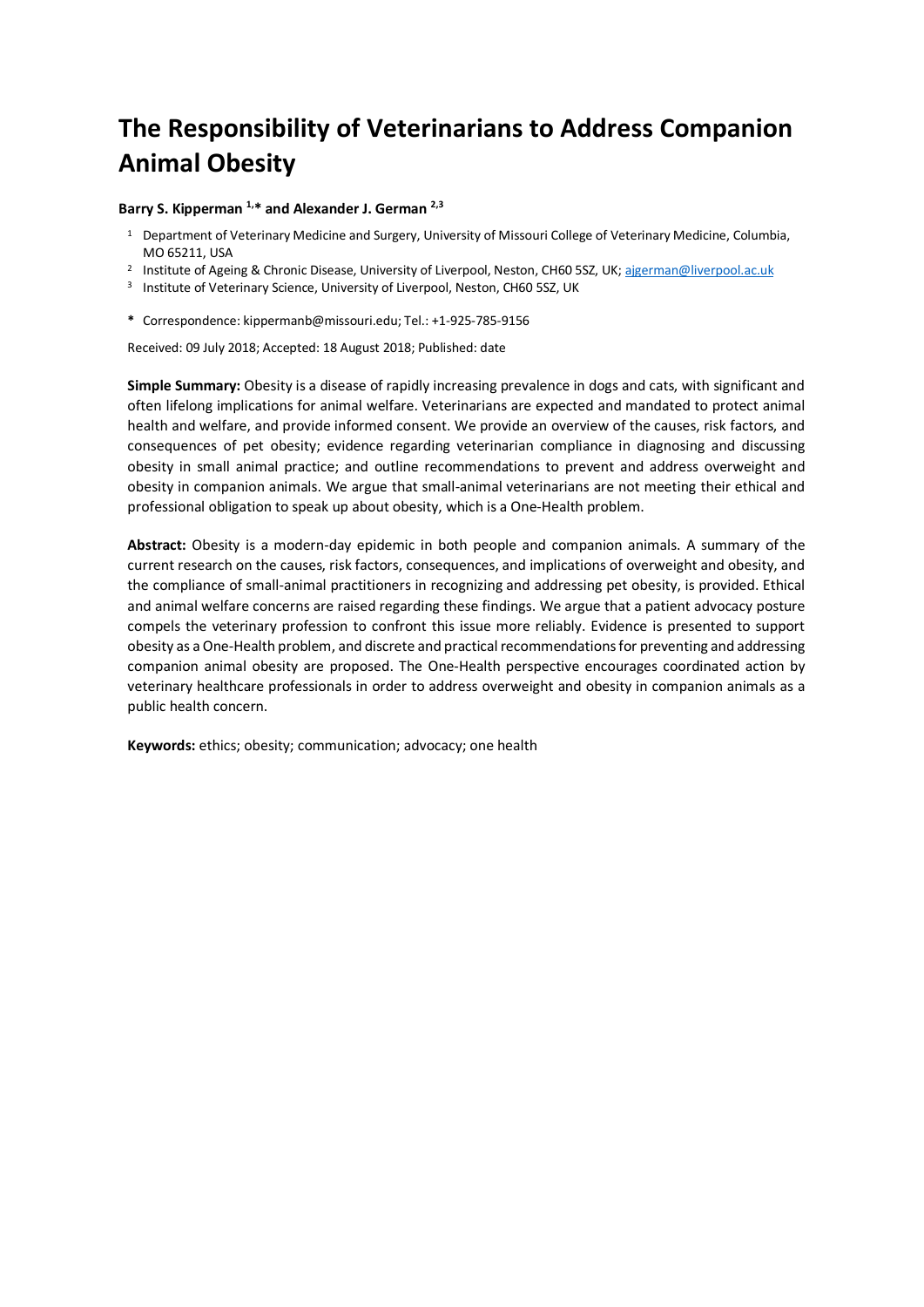# The Responsibility of Veterinarians to Address Companion Animal Obesity

**Barry S. Kipperman [1,*] and Alexander J. German [2,3]**

[1] Department of Veterinary Medicine and Surgery, University of Missouri College of Veterinary Medicine, Columbia, MO 65211, USA

[2] Institute of Ageing & Chronic Disease, University of Liverpool, Neston, CH60 5SZ, UK; ajgerman@liverpool.ac.uk

[3] Institute of Veterinary Science, University of Liverpool, Neston, CH60 5SZ, UK

**\*** Correspondence: kippermanb@missouri.edu; Tel.: +1-925-785-9156

Received: 09 July 2018; Accepted: 18 August 2018; Published: date

**Simple Summary:** Obesity is a disease of rapidly increasing prevalence in dogs and cats, with significant and often lifelong implications for animal welfare. Veterinarians are expected and mandated to protect animal health and welfare, and provide informed consent. We provide an overview of the causes, risk factors, and consequences of pet obesity; evidence regarding veterinarian compliance in diagnosing and discussing obesity in small animal practice; and outline recommendations to prevent and address overweight and obesity in companion animals. We argue that small-animal veterinarians are not meeting their ethical and professional obligation to speak up about obesity, which is a One-Health problem.

**Abstract:** Obesity is a modern-day epidemic in both people and companion animals. A summary of the current research on the causes, risk factors, consequences, and implications of overweight and obesity, and the compliance of small-animal practitioners in recognizing and addressing pet obesity, is provided. Ethical and animal welfare concerns are raised regarding these findings. We argue that a patient advocacy posture compels the veterinary profession to confront this issue more reliably. Evidence is presented to support obesity as a One-Health problem, and discrete and practical recommendations for preventing and addressing companion animal obesity are proposed. The One-Health perspective encourages coordinated action by veterinary healthcare professionals in order to address overweight and obesity in companion animals as a public health concern.

**Keywords:** ethics; obesity; communication; advocacy; one health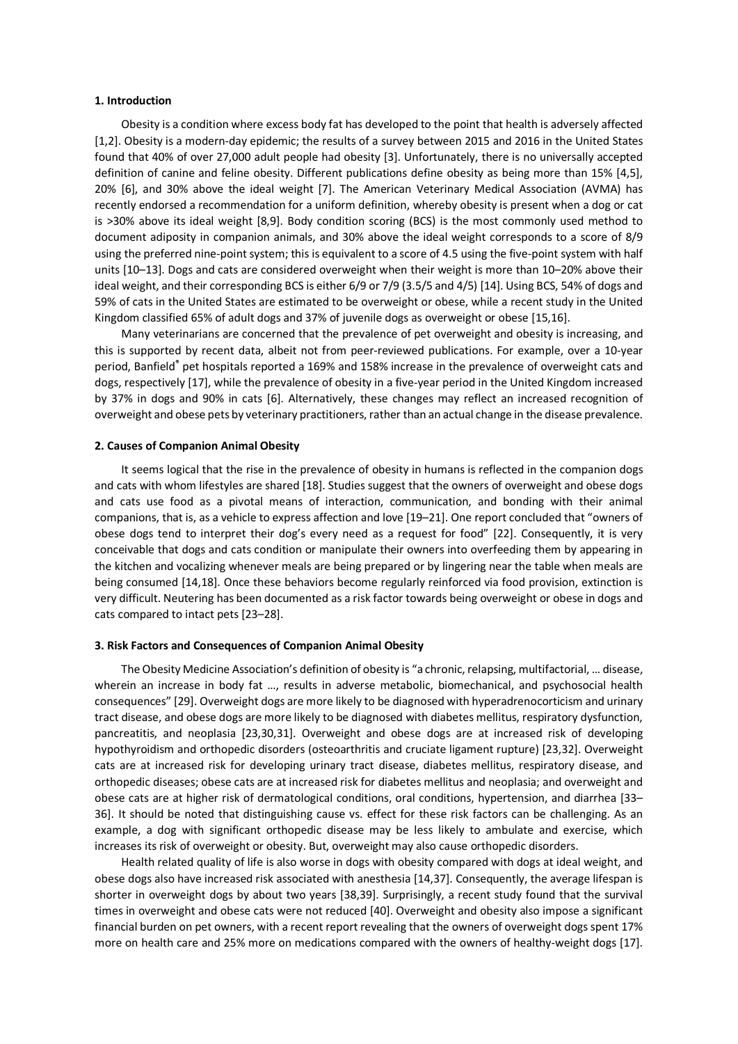## 1. Introduction

Obesity is a condition where excess body fat has developed to the point that health is adversely affected [1,2]. Obesity is a modern-day epidemic; the results of a survey between 2015 and 2016 in the United States found that 40% of over 27,000 adult people had obesity [3]. Unfortunately, there is no universally accepted definition of canine and feline obesity. Different publications define obesity as being more than 15% [4,5], 20% [6], and 30% above the ideal weight [7]. The American Veterinary Medical Association (AVMA) has recently endorsed a recommendation for a uniform definition, whereby obesity is present when a dog or cat is >30% above its ideal weight [8,9]. Body condition scoring (BCS) is the most commonly used method to document adiposity in companion animals, and 30% above the ideal weight corresponds to a score of 8/9 using the preferred nine-point system; this is equivalent to a score of 4.5 using the five-point system with half units [10–13]. Dogs and cats are considered overweight when their weight is more than 10–20% above their ideal weight, and their corresponding BCS is either 6/9 or 7/9 (3.5/5 and 4/5) [14]. Using BCS, 54% of dogs and 59% of cats in the United States are estimated to be overweight or obese, while a recent study in the United Kingdom classified 65% of adult dogs and 37% of juvenile dogs as overweight or obese [15,16].

Many veterinarians are concerned that the prevalence of pet overweight and obesity is increasing, and this is supported by recent data, albeit not from peer-reviewed publications. For example, over a 10-year period, Banfield® pet hospitals reported a 169% and 158% increase in the prevalence of overweight cats and dogs, respectively [17], while the prevalence of obesity in a five-year period in the United Kingdom increased by 37% in dogs and 90% in cats [6]. Alternatively, these changes may reflect an increased recognition of overweight and obese pets by veterinary practitioners, rather than an actual change in the disease prevalence.

## 2. Causes of Companion Animal Obesity

It seems logical that the rise in the prevalence of obesity in humans is reflected in the companion dogs and cats with whom lifestyles are shared [18]. Studies suggest that the owners of overweight and obese dogs and cats use food as a pivotal means of interaction, communication, and bonding with their animal companions, that is, as a vehicle to express affection and love [19–21]. One report concluded that "owners of obese dogs tend to interpret their dog's every need as a request for food" [22]. Consequently, it is very conceivable that dogs and cats condition or manipulate their owners into overfeeding them by appearing in the kitchen and vocalizing whenever meals are being prepared or by lingering near the table when meals are being consumed [14,18]. Once these behaviors become regularly reinforced via food provision, extinction is very difficult. Neutering has been documented as a risk factor towards being overweight or obese in dogs and cats compared to intact pets [23–28].

## 3. Risk Factors and Consequences of Companion Animal Obesity

The Obesity Medicine Association's definition of obesity is "a chronic, relapsing, multifactorial, … disease, wherein an increase in body fat …, results in adverse metabolic, biomechanical, and psychosocial health consequences" [29]. Overweight dogs are more likely to be diagnosed with hyperadrenocorticism and urinary tract disease, and obese dogs are more likely to be diagnosed with diabetes mellitus, respiratory dysfunction, pancreatitis, and neoplasia [23,30,31]. Overweight and obese dogs are at increased risk of developing hypothyroidism and orthopedic disorders (osteoarthritis and cruciate ligament rupture) [23,32]. Overweight cats are at increased risk for developing urinary tract disease, diabetes mellitus, respiratory disease, and orthopedic diseases; obese cats are at increased risk for diabetes mellitus and neoplasia; and overweight and obese cats are at higher risk of dermatological conditions, oral conditions, hypertension, and diarrhea [33–36]. It should be noted that distinguishing cause vs. effect for these risk factors can be challenging. As an example, a dog with significant orthopedic disease may be less likely to ambulate and exercise, which increases its risk of overweight or obesity. But, overweight may also cause orthopedic disorders.

Health related quality of life is also worse in dogs with obesity compared with dogs at ideal weight, and obese dogs also have increased risk associated with anesthesia [14,37]. Consequently, the average lifespan is shorter in overweight dogs by about two years [38,39]. Surprisingly, a recent study found that the survival times in overweight and obese cats were not reduced [40]. Overweight and obesity also impose a significant financial burden on pet owners, with a recent report revealing that the owners of overweight dogs spent 17% more on health care and 25% more on medications compared with the owners of healthy-weight dogs [17].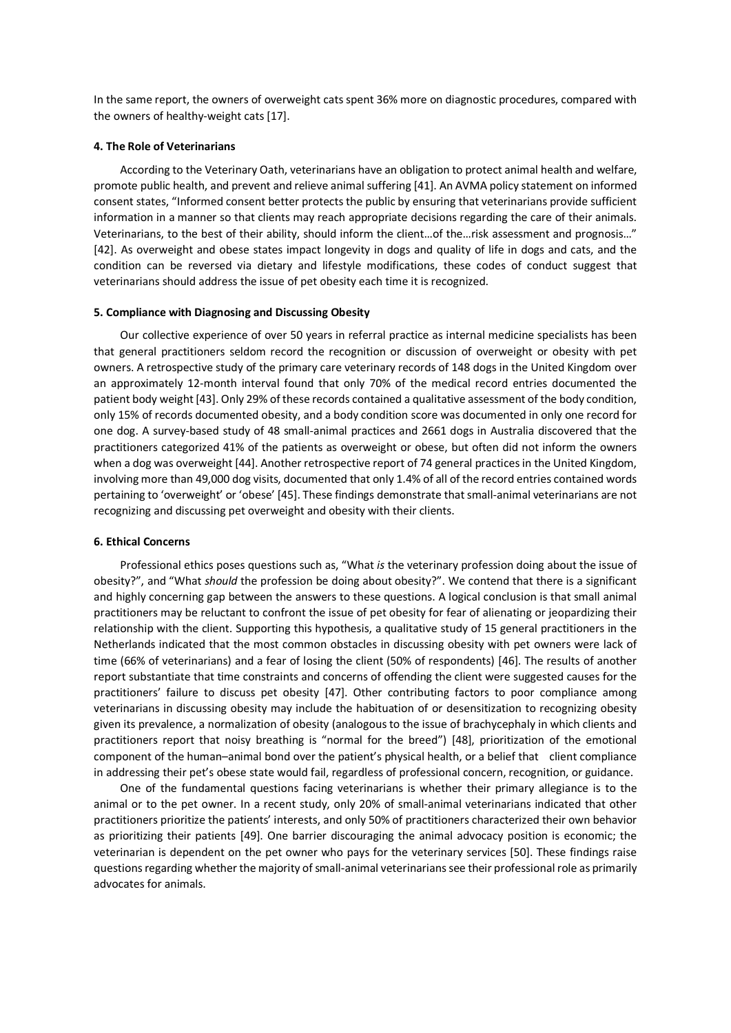In the same report, the owners of overweight cats spent 36% more on diagnostic procedures, compared with the owners of healthy-weight cats [17].

#### 4. The Role of Veterinarians

According to the Veterinary Oath, veterinarians have an obligation to protect animal health and welfare, promote public health, and prevent and relieve animal suffering [41]. An AVMA policy statement on informed consent states, "Informed consent better protects the public by ensuring that veterinarians provide sufficient information in a manner so that clients may reach appropriate decisions regarding the care of their animals. Veterinarians, to the best of their ability, should inform the client…of the…risk assessment and prognosis…" [42]. As overweight and obese states impact longevity in dogs and quality of life in dogs and cats, and the condition can be reversed via dietary and lifestyle modifications, these codes of conduct suggest that veterinarians should address the issue of pet obesity each time it is recognized.

#### 5. Compliance with Diagnosing and Discussing Obesity

Our collective experience of over 50 years in referral practice as internal medicine specialists has been that general practitioners seldom record the recognition or discussion of overweight or obesity with pet owners. A retrospective study of the primary care veterinary records of 148 dogs in the United Kingdom over an approximately 12-month interval found that only 70% of the medical record entries documented the patient body weight [43]. Only 29% of these records contained a qualitative assessment of the body condition, only 15% of records documented obesity, and a body condition score was documented in only one record for one dog. A survey-based study of 48 small-animal practices and 2661 dogs in Australia discovered that the practitioners categorized 41% of the patients as overweight or obese, but often did not inform the owners when a dog was overweight [44]. Another retrospective report of 74 general practices in the United Kingdom, involving more than 49,000 dog visits, documented that only 1.4% of all of the record entries contained words pertaining to 'overweight' or 'obese' [45]. These findings demonstrate that small-animal veterinarians are not recognizing and discussing pet overweight and obesity with their clients.

#### 6. Ethical Concerns

Professional ethics poses questions such as, "What *is* the veterinary profession doing about the issue of obesity?", and "What *should* the profession be doing about obesity?". We contend that there is a significant and highly concerning gap between the answers to these questions. A logical conclusion is that small animal practitioners may be reluctant to confront the issue of pet obesity for fear of alienating or jeopardizing their relationship with the client. Supporting this hypothesis, a qualitative study of 15 general practitioners in the Netherlands indicated that the most common obstacles in discussing obesity with pet owners were lack of time (66% of veterinarians) and a fear of losing the client (50% of respondents) [46]. The results of another report substantiate that time constraints and concerns of offending the client were suggested causes for the practitioners' failure to discuss pet obesity [47]. Other contributing factors to poor compliance among veterinarians in discussing obesity may include the habituation of or desensitization to recognizing obesity given its prevalence, a normalization of obesity (analogous to the issue of brachycephaly in which clients and practitioners report that noisy breathing is "normal for the breed") [48], prioritization of the emotional component of the human–animal bond over the patient's physical health, or a belief that client compliance in addressing their pet's obese state would fail, regardless of professional concern, recognition, or guidance.

One of the fundamental questions facing veterinarians is whether their primary allegiance is to the animal or to the pet owner. In a recent study, only 20% of small-animal veterinarians indicated that other practitioners prioritize the patients' interests, and only 50% of practitioners characterized their own behavior as prioritizing their patients [49]. One barrier discouraging the animal advocacy position is economic; the veterinarian is dependent on the pet owner who pays for the veterinary services [50]. These findings raise questions regarding whether the majority of small-animal veterinarians see their professional role as primarily advocates for animals.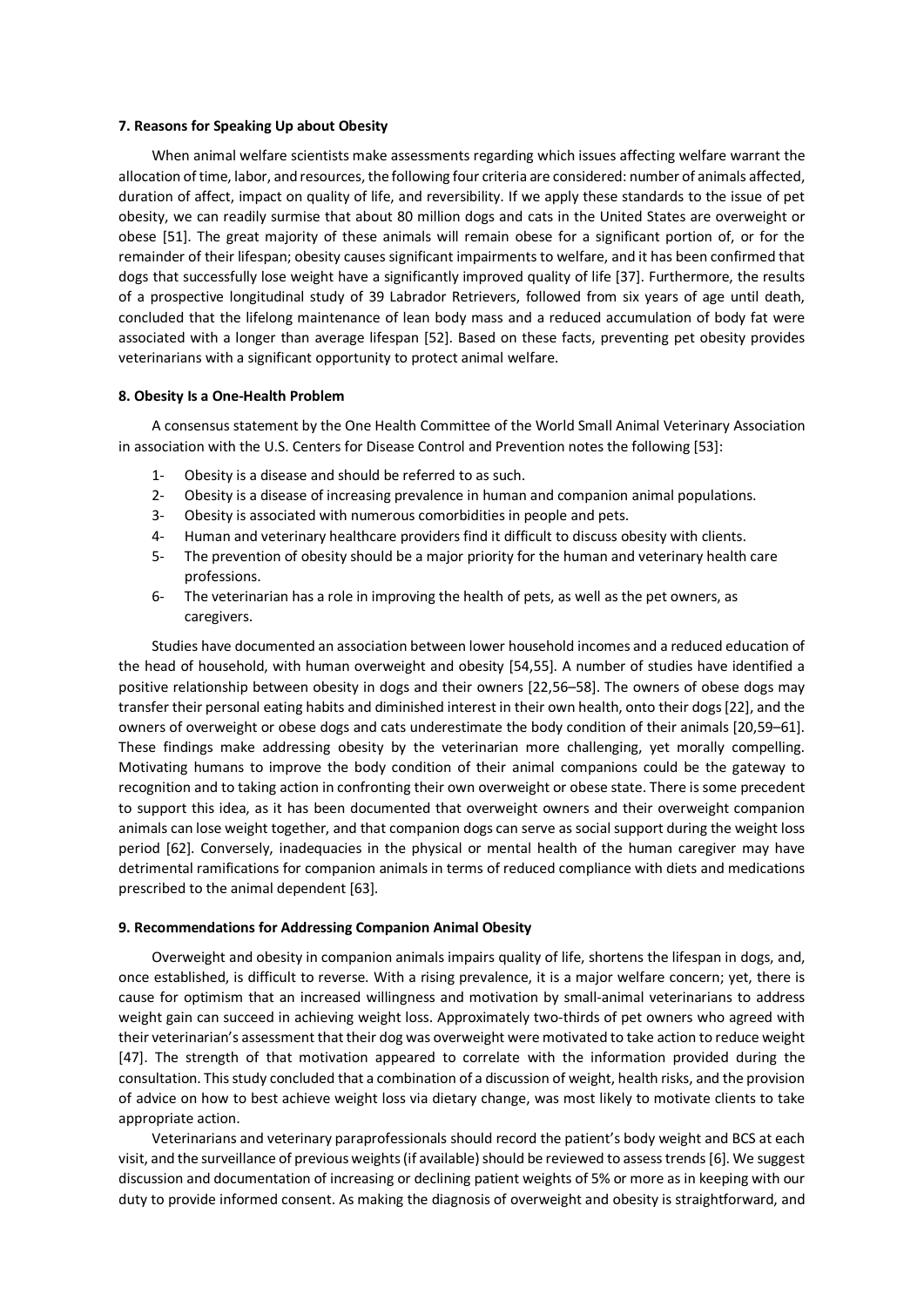#### 7. Reasons for Speaking Up about Obesity

When animal welfare scientists make assessments regarding which issues affecting welfare warrant the allocation of time, labor, and resources, the following four criteria are considered: number of animals affected, duration of affect, impact on quality of life, and reversibility. If we apply these standards to the issue of pet obesity, we can readily surmise that about 80 million dogs and cats in the United States are overweight or obese [51]. The great majority of these animals will remain obese for a significant portion of, or for the remainder of their lifespan; obesity causes significant impairments to welfare, and it has been confirmed that dogs that successfully lose weight have a significantly improved quality of life [37]. Furthermore, the results of a prospective longitudinal study of 39 Labrador Retrievers, followed from six years of age until death, concluded that the lifelong maintenance of lean body mass and a reduced accumulation of body fat were associated with a longer than average lifespan [52]. Based on these facts, preventing pet obesity provides veterinarians with a significant opportunity to protect animal welfare.

#### 8. Obesity Is a One-Health Problem

A consensus statement by the One Health Committee of the World Small Animal Veterinary Association in association with the U.S. Centers for Disease Control and Prevention notes the following [53]:

1- Obesity is a disease and should be referred to as such.
2- Obesity is a disease of increasing prevalence in human and companion animal populations.
3- Obesity is associated with numerous comorbidities in people and pets.
4- Human and veterinary healthcare providers find it difficult to discuss obesity with clients.
5- The prevention of obesity should be a major priority for the human and veterinary health care professions.
6- The veterinarian has a role in improving the health of pets, as well as the pet owners, as caregivers.

Studies have documented an association between lower household incomes and a reduced education of the head of household, with human overweight and obesity [54,55]. A number of studies have identified a positive relationship between obesity in dogs and their owners [22,56–58]. The owners of obese dogs may transfer their personal eating habits and diminished interest in their own health, onto their dogs [22], and the owners of overweight or obese dogs and cats underestimate the body condition of their animals [20,59–61]. These findings make addressing obesity by the veterinarian more challenging, yet morally compelling. Motivating humans to improve the body condition of their animal companions could be the gateway to recognition and to taking action in confronting their own overweight or obese state. There is some precedent to support this idea, as it has been documented that overweight owners and their overweight companion animals can lose weight together, and that companion dogs can serve as social support during the weight loss period [62]. Conversely, inadequacies in the physical or mental health of the human caregiver may have detrimental ramifications for companion animals in terms of reduced compliance with diets and medications prescribed to the animal dependent [63].

#### 9. Recommendations for Addressing Companion Animal Obesity

Overweight and obesity in companion animals impairs quality of life, shortens the lifespan in dogs, and, once established, is difficult to reverse. With a rising prevalence, it is a major welfare concern; yet, there is cause for optimism that an increased willingness and motivation by small-animal veterinarians to address weight gain can succeed in achieving weight loss. Approximately two-thirds of pet owners who agreed with their veterinarian's assessment that their dog was overweight were motivated to take action to reduce weight [47]. The strength of that motivation appeared to correlate with the information provided during the consultation. This study concluded that a combination of a discussion of weight, health risks, and the provision of advice on how to best achieve weight loss via dietary change, was most likely to motivate clients to take appropriate action.

Veterinarians and veterinary paraprofessionals should record the patient's body weight and BCS at each visit, and the surveillance of previous weights (if available) should be reviewed to assess trends [6]. We suggest discussion and documentation of increasing or declining patient weights of 5% or more as in keeping with our duty to provide informed consent. As making the diagnosis of overweight and obesity is straightforward, and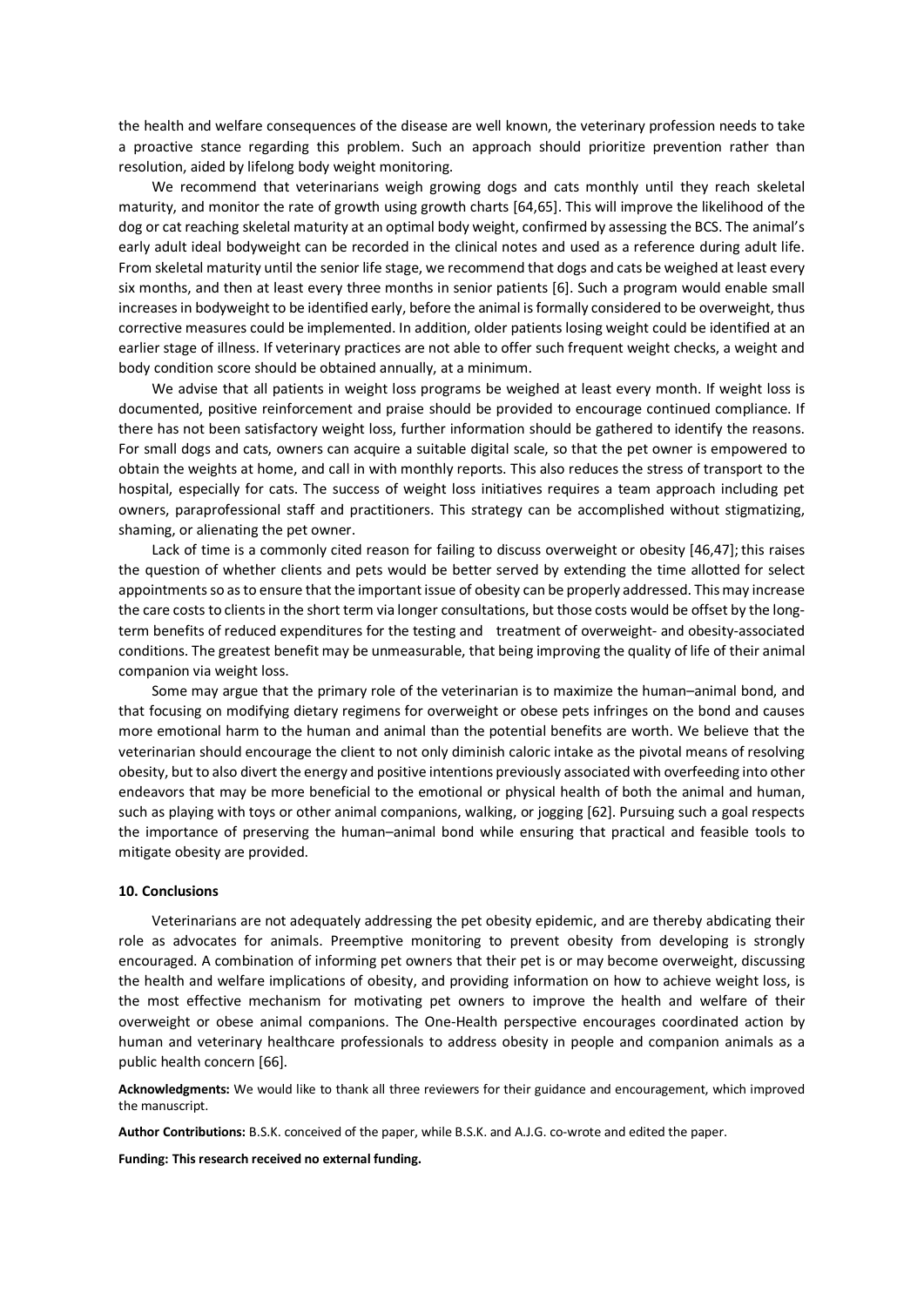the health and welfare consequences of the disease are well known, the veterinary profession needs to take a proactive stance regarding this problem. Such an approach should prioritize prevention rather than resolution, aided by lifelong body weight monitoring.

We recommend that veterinarians weigh growing dogs and cats monthly until they reach skeletal maturity, and monitor the rate of growth using growth charts [64,65]. This will improve the likelihood of the dog or cat reaching skeletal maturity at an optimal body weight, confirmed by assessing the BCS. The animal's early adult ideal bodyweight can be recorded in the clinical notes and used as a reference during adult life. From skeletal maturity until the senior life stage, we recommend that dogs and cats be weighed at least every six months, and then at least every three months in senior patients [6]. Such a program would enable small increases in bodyweight to be identified early, before the animal is formally considered to be overweight, thus corrective measures could be implemented. In addition, older patients losing weight could be identified at an earlier stage of illness. If veterinary practices are not able to offer such frequent weight checks, a weight and body condition score should be obtained annually, at a minimum.

We advise that all patients in weight loss programs be weighed at least every month. If weight loss is documented, positive reinforcement and praise should be provided to encourage continued compliance. If there has not been satisfactory weight loss, further information should be gathered to identify the reasons. For small dogs and cats, owners can acquire a suitable digital scale, so that the pet owner is empowered to obtain the weights at home, and call in with monthly reports. This also reduces the stress of transport to the hospital, especially for cats. The success of weight loss initiatives requires a team approach including pet owners, paraprofessional staff and practitioners. This strategy can be accomplished without stigmatizing, shaming, or alienating the pet owner.

Lack of time is a commonly cited reason for failing to discuss overweight or obesity [46,47]; this raises the question of whether clients and pets would be better served by extending the time allotted for select appointments so as to ensure that the important issue of obesity can be properly addressed. This may increase the care costs to clients in the short term via longer consultations, but those costs would be offset by the long-term benefits of reduced expenditures for the testing and treatment of overweight- and obesity-associated conditions. The greatest benefit may be unmeasurable, that being improving the quality of life of their animal companion via weight loss.

Some may argue that the primary role of the veterinarian is to maximize the human–animal bond, and that focusing on modifying dietary regimens for overweight or obese pets infringes on the bond and causes more emotional harm to the human and animal than the potential benefits are worth. We believe that the veterinarian should encourage the client to not only diminish caloric intake as the pivotal means of resolving obesity, but to also divert the energy and positive intentions previously associated with overfeeding into other endeavors that may be more beneficial to the emotional or physical health of both the animal and human, such as playing with toys or other animal companions, walking, or jogging [62]. Pursuing such a goal respects the importance of preserving the human–animal bond while ensuring that practical and feasible tools to mitigate obesity are provided.

## 10. Conclusions

Veterinarians are not adequately addressing the pet obesity epidemic, and are thereby abdicating their role as advocates for animals. Preemptive monitoring to prevent obesity from developing is strongly encouraged. A combination of informing pet owners that their pet is or may become overweight, discussing the health and welfare implications of obesity, and providing information on how to achieve weight loss, is the most effective mechanism for motivating pet owners to improve the health and welfare of their overweight or obese animal companions. The One-Health perspective encourages coordinated action by human and veterinary healthcare professionals to address obesity in people and companion animals as a public health concern [66].

**Acknowledgments:** We would like to thank all three reviewers for their guidance and encouragement, which improved the manuscript.

**Author Contributions:** B.S.K. conceived of the paper, while B.S.K. and A.J.G. co-wrote and edited the paper.

**Funding: This research received no external funding.**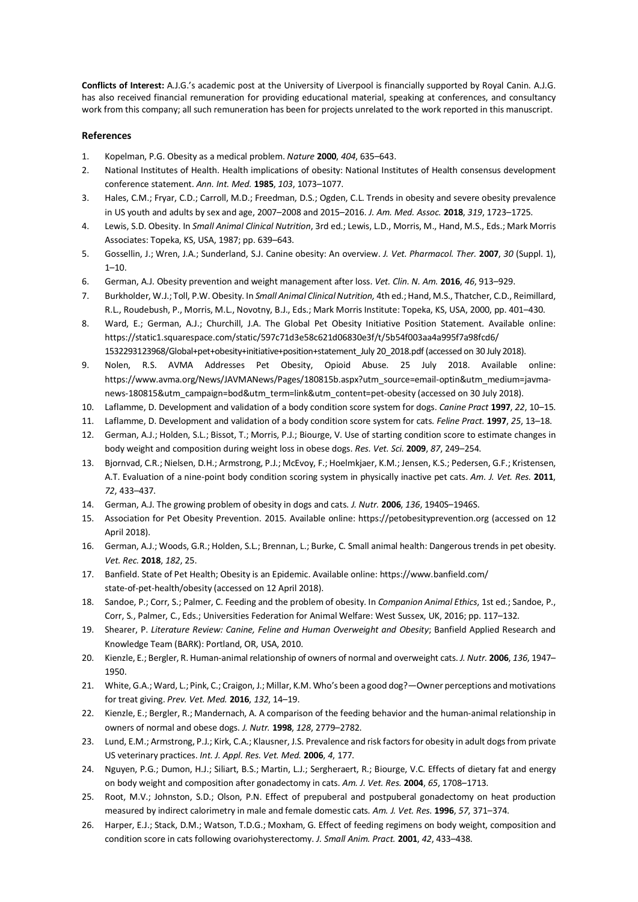**Conflicts of Interest:** A.J.G.'s academic post at the University of Liverpool is financially supported by Royal Canin. A.J.G. has also received financial remuneration for providing educational material, speaking at conferences, and consultancy work from this company; all such remuneration has been for projects unrelated to the work reported in this manuscript.

## References

1. Kopelman, P.G. Obesity as a medical problem. *Nature* **2000**, *404*, 635–643.
2. National Institutes of Health. Health implications of obesity: National Institutes of Health consensus development conference statement. *Ann. Int. Med.* **1985**, *103*, 1073–1077.
3. Hales, C.M.; Fryar, C.D.; Carroll, M.D.; Freedman, D.S.; Ogden, C.L. Trends in obesity and severe obesity prevalence in US youth and adults by sex and age, 2007–2008 and 2015–2016. *J. Am. Med. Assoc.* **2018**, *319*, 1723–1725.
4. Lewis, S.D. Obesity. In *Small Animal Clinical Nutrition*, 3rd ed.; Lewis, L.D., Morris, M., Hand, M.S., Eds.; Mark Morris Associates: Topeka, KS, USA, 1987; pp. 639–643.
5. Gossellin, J.; Wren, J.A.; Sunderland, S.J. Canine obesity: An overview. *J. Vet. Pharmacol. Ther.* **2007**, *30* (Suppl. 1), 1–10.
6. German, A.J. Obesity prevention and weight management after loss. *Vet. Clin. N. Am.* **2016**, *46*, 913–929.
7. Burkholder, W.J.; Toll, P.W. Obesity. In *Small Animal Clinical Nutrition,* 4th ed.; Hand, M.S., Thatcher, C.D., Reimillard, R.L., Roudebush, P., Morris, M.L., Novotny, B.J., Eds.; Mark Morris Institute: Topeka, KS, USA, 2000, pp. 401–430.
8. Ward, E.; German, A.J.; Churchill, J.A. The Global Pet Obesity Initiative Position Statement. Available online: https://static1.squarespace.com/static/597c71d3e58c621d06830e3f/t/5b54f003aa4a995f7a98fcd6/1532293123968/Global+pet+obesity+initiative+position+statement_July 20_2018.pdf (accessed on 30 July 2018).
9. Nolen, R.S. AVMA Addresses Pet Obesity, Opioid Abuse. 25 July 2018. Available online: https://www.avma.org/News/JAVMANews/Pages/180815b.aspx?utm_source=email-optin&utm_medium=javma-news-180815&utm_campaign=bod&utm_term=link&utm_content=pet-obesity (accessed on 30 July 2018).
10. Laflamme, D. Development and validation of a body condition score system for dogs. *Canine Pract* **1997**, *22*, 10–15.
11. Laflamme, D. Development and validation of a body condition score system for cats. *Feline Pract.* **1997**, *25*, 13–18.
12. German, A.J.; Holden, S.L.; Bissot, T.; Morris, P.J.; Biourge, V. Use of starting condition score to estimate changes in body weight and composition during weight loss in obese dogs. *Res. Vet. Sci.* **2009**, *87*, 249–254.
13. Bjornvad, C.R.; Nielsen, D.H.; Armstrong, P.J.; McEvoy, F.; Hoelmkjaer, K.M.; Jensen, K.S.; Pedersen, G.F.; Kristensen, A.T. Evaluation of a nine-point body condition scoring system in physically inactive pet cats. *Am. J. Vet. Res.* **2011**, *72*, 433–437.
14. German, A.J. The growing problem of obesity in dogs and cats. *J. Nutr.* **2006**, *136*, 1940S–1946S.
15. Association for Pet Obesity Prevention. 2015. Available online: https://petobesityprevention.org (accessed on 12 April 2018).
16. German, A.J.; Woods, G.R.; Holden, S.L.; Brennan, L.; Burke, C. Small animal health: Dangerous trends in pet obesity. *Vet. Rec.* **2018**, *182*, 25.
17. Banfield. State of Pet Health; Obesity is an Epidemic. Available online: https://www.banfield.com/state-of-pet-health/obesity (accessed on 12 April 2018).
18. Sandoe, P.; Corr, S.; Palmer, C. Feeding and the problem of obesity. In *Companion Animal Ethics*, 1st ed.; Sandoe, P., Corr, S., Palmer, C., Eds.; Universities Federation for Animal Welfare: West Sussex, UK, 2016; pp. 117–132.
19. Shearer, P. *Literature Review: Canine, Feline and Human Overweight and Obesity*; Banfield Applied Research and Knowledge Team (BARK): Portland, OR, USA, 2010.
20. Kienzle, E.; Bergler, R. Human-animal relationship of owners of normal and overweight cats. *J. Nutr.* **2006**, *136*, 1947–1950.
21. White, G.A.; Ward, L.; Pink, C.; Craigon, J.; Millar, K.M. Who's been a good dog?—Owner perceptions and motivations for treat giving. *Prev. Vet. Med.* **2016**, *132*, 14–19.
22. Kienzle, E.; Bergler, R.; Mandernach, A. A comparison of the feeding behavior and the human-animal relationship in owners of normal and obese dogs. *J. Nutr.* **1998**, *128*, 2779–2782.
23. Lund, E.M.; Armstrong, P.J.; Kirk, C.A.; Klausner, J.S. Prevalence and risk factors for obesity in adult dogs from private US veterinary practices. *Int. J. Appl. Res. Vet. Med.* **2006**, *4*, 177.
24. Nguyen, P.G.; Dumon, H.J.; Siliart, B.S.; Martin, L.J.; Sergheraert, R.; Biourge, V.C. Effects of dietary fat and energy on body weight and composition after gonadectomy in cats. *Am. J. Vet. Res.* **2004**, *65*, 1708–1713.
25. Root, M.V.; Johnston, S.D.; Olson, P.N. Effect of prepuberal and postpuberal gonadectomy on heat production measured by indirect calorimetry in male and female domestic cats. *Am. J. Vet. Res.* **1996**, *57*, 371–374.
26. Harper, E.J.; Stack, D.M.; Watson, T.D.G.; Moxham, G. Effect of feeding regimens on body weight, composition and condition score in cats following ovariohysterectomy. *J. Small Anim. Pract.* **2001**, *42*, 433–438.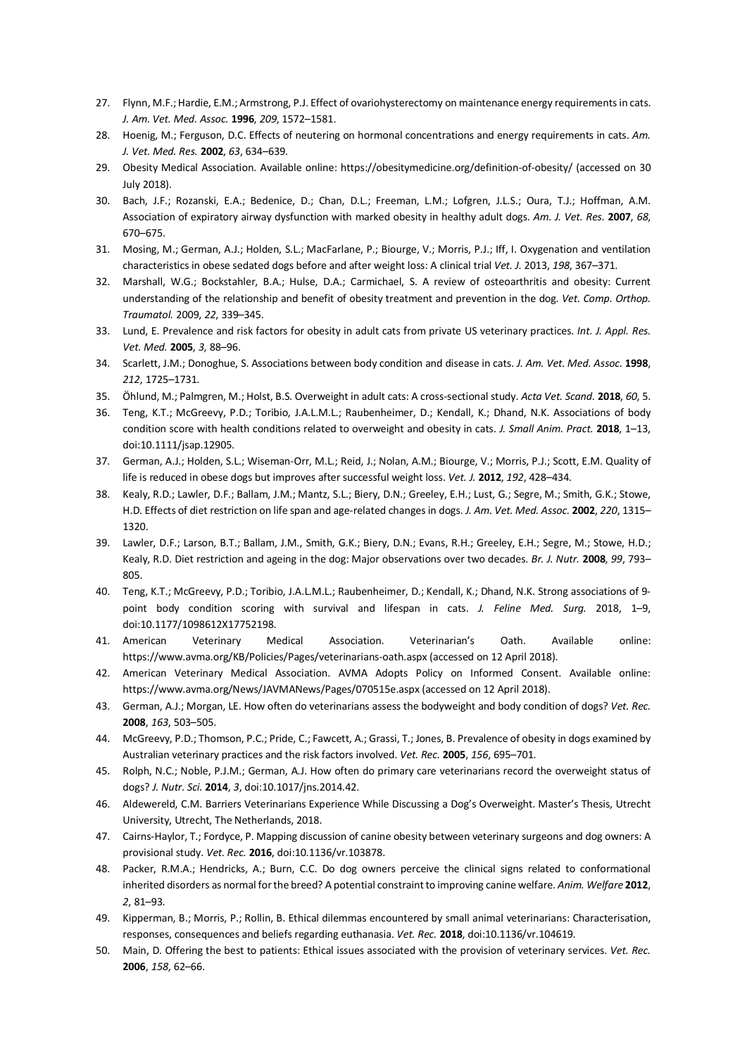27. Flynn, M.F.; Hardie, E.M.; Armstrong, P.J. Effect of ovariohysterectomy on maintenance energy requirements in cats. *J. Am. Vet. Med. Assoc.* **1996**, *209*, 1572–1581.
28. Hoenig, M.; Ferguson, D.C. Effects of neutering on hormonal concentrations and energy requirements in cats. *Am. J. Vet. Med. Res.* **2002**, *63*, 634–639.
29. Obesity Medical Association. Available online: https://obesitymedicine.org/definition-of-obesity/ (accessed on 30 July 2018).
30. Bach, J.F.; Rozanski, E.A.; Bedenice, D.; Chan, D.L.; Freeman, L.M.; Lofgren, J.L.S.; Oura, T.J.; Hoffman, A.M. Association of expiratory airway dysfunction with marked obesity in healthy adult dogs. *Am. J. Vet. Res.* **2007**, *68*, 670–675.
31. Mosing, M.; German, A.J.; Holden, S.L.; MacFarlane, P.; Biourge, V.; Morris, P.J.; Iff, I. Oxygenation and ventilation characteristics in obese sedated dogs before and after weight loss: A clinical trial *Vet. J.* 2013, *198*, 367–371.
32. Marshall, W.G.; Bockstahler, B.A.; Hulse, D.A.; Carmichael, S. A review of osteoarthritis and obesity: Current understanding of the relationship and benefit of obesity treatment and prevention in the dog. *Vet. Comp. Orthop. Traumatol.* 2009, *22*, 339–345.
33. Lund, E. Prevalence and risk factors for obesity in adult cats from private US veterinary practices. *Int. J. Appl. Res. Vet. Med.* **2005**, *3*, 88–96.
34. Scarlett, J.M.; Donoghue, S. Associations between body condition and disease in cats. *J. Am. Vet. Med. Assoc.* **1998**, *212*, 1725–1731.
35. Öhlund, M.; Palmgren, M.; Holst, B.S. Overweight in adult cats: A cross-sectional study. *Acta Vet. Scand*. **2018**, *60*, 5.
36. Teng, K.T.; McGreevy, P.D.; Toribio, J.A.L.M.L.; Raubenheimer, D.; Kendall, K.; Dhand, N.K. Associations of body condition score with health conditions related to overweight and obesity in cats. *J. Small Anim. Pract.* **2018**, 1–13, doi:10.1111/jsap.12905.
37. German, A.J.; Holden, S.L.; Wiseman-Orr, M.L.; Reid, J.; Nolan, A.M.; Biourge, V.; Morris, P.J.; Scott, E.M. Quality of life is reduced in obese dogs but improves after successful weight loss. *Vet. J.* **2012**, *192*, 428–434.
38. Kealy, R.D.; Lawler, D.F.; Ballam, J.M.; Mantz, S.L.; Biery, D.N.; Greeley, E.H.; Lust, G.; Segre, M.; Smith, G.K.; Stowe, H.D. Effects of diet restriction on life span and age-related changes in dogs. *J. Am. Vet. Med. Assoc.* **2002**, *220*, 1315–1320.
39. Lawler, D.F.; Larson, B.T.; Ballam, J.M., Smith, G.K.; Biery, D.N.; Evans, R.H.; Greeley, E.H.; Segre, M.; Stowe, H.D.; Kealy, R.D. Diet restriction and ageing in the dog: Major observations over two decades. *Br. J. Nutr.* **2008**, *99*, 793–805.
40. Teng, K.T.; McGreevy, P.D.; Toribio, J.A.L.M.L.; Raubenheimer, D.; Kendall, K.; Dhand, N.K. Strong associations of 9-point body condition scoring with survival and lifespan in cats. *J. Feline Med. Surg.* 2018, 1–9, doi:10.1177/1098612X17752198.
41. American Veterinary Medical Association. Veterinarian's Oath. Available online: https://www.avma.org/KB/Policies/Pages/veterinarians-oath.aspx (accessed on 12 April 2018).
42. American Veterinary Medical Association. AVMA Adopts Policy on Informed Consent. Available online: https://www.avma.org/News/JAVMANews/Pages/070515e.aspx (accessed on 12 April 2018).
43. German, A.J.; Morgan, LE. How often do veterinarians assess the bodyweight and body condition of dogs? *Vet. Rec.* **2008**, *163*, 503–505.
44. McGreevy, P.D.; Thomson, P.C.; Pride, C.; Fawcett, A.; Grassi, T.; Jones, B. Prevalence of obesity in dogs examined by Australian veterinary practices and the risk factors involved. *Vet. Rec.* **2005**, *156*, 695–701.
45. Rolph, N.C.; Noble, P.J.M.; German, A.J. How often do primary care veterinarians record the overweight status of dogs? *J. Nutr. Sci.* **2014**, *3*, doi:10.1017/jns.2014.42.
46. Aldewereld, C.M. Barriers Veterinarians Experience While Discussing a Dog's Overweight. Master's Thesis, Utrecht University, Utrecht, The Netherlands, 2018.
47. Cairns-Haylor, T.; Fordyce, P. Mapping discussion of canine obesity between veterinary surgeons and dog owners: A provisional study. *Vet. Rec.* **2016**, doi:10.1136/vr.103878.
48. Packer, R.M.A.; Hendricks, A.; Burn, C.C. Do dog owners perceive the clinical signs related to conformational inherited disorders as normal for the breed? A potential constraint to improving canine welfare. *Anim. Welfare* **2012**, *2*, 81–93.
49. Kipperman, B.; Morris, P.; Rollin, B. Ethical dilemmas encountered by small animal veterinarians: Characterisation, responses, consequences and beliefs regarding euthanasia. *Vet. Rec.* **2018**, doi:10.1136/vr.104619.
50. Main, D. Offering the best to patients: Ethical issues associated with the provision of veterinary services. *Vet. Rec.* **2006**, *158*, 62–66.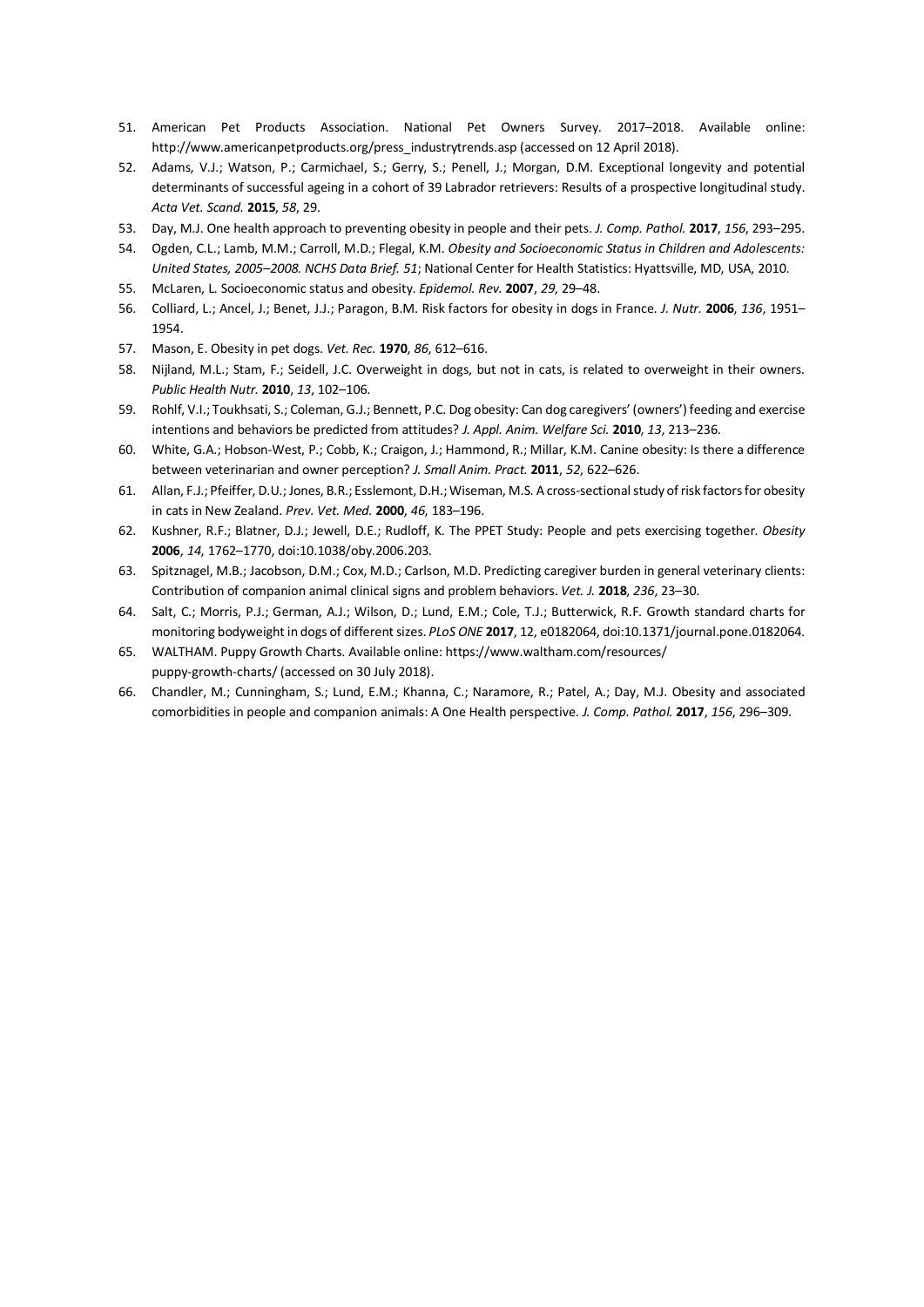51. American Pet Products Association. National Pet Owners Survey. 2017–2018. Available online: http://www.americanpetproducts.org/press_industrytrends.asp (accessed on 12 April 2018).
52. Adams, V.J.; Watson, P.; Carmichael, S.; Gerry, S.; Penell, J.; Morgan, D.M. Exceptional longevity and potential determinants of successful ageing in a cohort of 39 Labrador retrievers: Results of a prospective longitudinal study. *Acta Vet. Scand.* **2015**, *58*, 29.
53. Day, M.J. One health approach to preventing obesity in people and their pets. *J. Comp. Pathol.* **2017**, *156*, 293–295.
54. Ogden, C.L.; Lamb, M.M.; Carroll, M.D.; Flegal, K.M. *Obesity and Socioeconomic Status in Children and Adolescents: United States, 2005–2008. NCHS Data Brief. 51*; National Center for Health Statistics: Hyattsville, MD, USA, 2010.
55. McLaren, L. Socioeconomic status and obesity. *Epidemol. Rev.* **2007**, *29*, 29–48.
56. Colliard, L.; Ancel, J.; Benet, J.J.; Paragon, B.M. Risk factors for obesity in dogs in France. *J. Nutr.* **2006**, *136*, 1951–1954.
57. Mason, E. Obesity in pet dogs. *Vet. Rec.* **1970**, *86*, 612–616.
58. Nijland, M.L.; Stam, F.; Seidell, J.C. Overweight in dogs, but not in cats, is related to overweight in their owners. *Public Health Nutr.* **2010**, *13*, 102–106.
59. Rohlf, V.I.; Toukhsati, S.; Coleman, G.J.; Bennett, P.C. Dog obesity: Can dog caregivers' (owners') feeding and exercise intentions and behaviors be predicted from attitudes? *J. Appl. Anim. Welfare Sci.* **2010**, *13*, 213–236.
60. White, G.A.; Hobson-West, P.; Cobb, K.; Craigon, J.; Hammond, R.; Millar, K.M. Canine obesity: Is there a difference between veterinarian and owner perception? *J. Small Anim. Pract.* **2011**, *52*, 622–626.
61. Allan, F.J.; Pfeiffer, D.U.; Jones, B.R.; Esslemont, D.H.; Wiseman, M.S. A cross-sectional study of risk factors for obesity in cats in New Zealand. *Prev. Vet. Med.* **2000**, *46*, 183–196.
62. Kushner, R.F.; Blatner, D.J.; Jewell, D.E.; Rudloff, K. The PPET Study: People and pets exercising together. *Obesity* **2006**, *14*, 1762–1770, doi:10.1038/oby.2006.203.
63. Spitznagel, M.B.; Jacobson, D.M.; Cox, M.D.; Carlson, M.D. Predicting caregiver burden in general veterinary clients: Contribution of companion animal clinical signs and problem behaviors. *Vet. J.* **2018**, *236*, 23–30.
64. Salt, C.; Morris, P.J.; German, A.J.; Wilson, D.; Lund, E.M.; Cole, T.J.; Butterwick, R.F. Growth standard charts for monitoring bodyweight in dogs of different sizes. *PLoS ONE* **2017**, 12, e0182064, doi:10.1371/journal.pone.0182064.
65. WALTHAM. Puppy Growth Charts. Available online: https://www.waltham.com/resources/puppy-growth-charts/ (accessed on 30 July 2018).
66. Chandler, M.; Cunningham, S.; Lund, E.M.; Khanna, C.; Naramore, R.; Patel, A.; Day, M.J. Obesity and associated comorbidities in people and companion animals: A One Health perspective. *J. Comp. Pathol.* **2017**, *156*, 296–309.